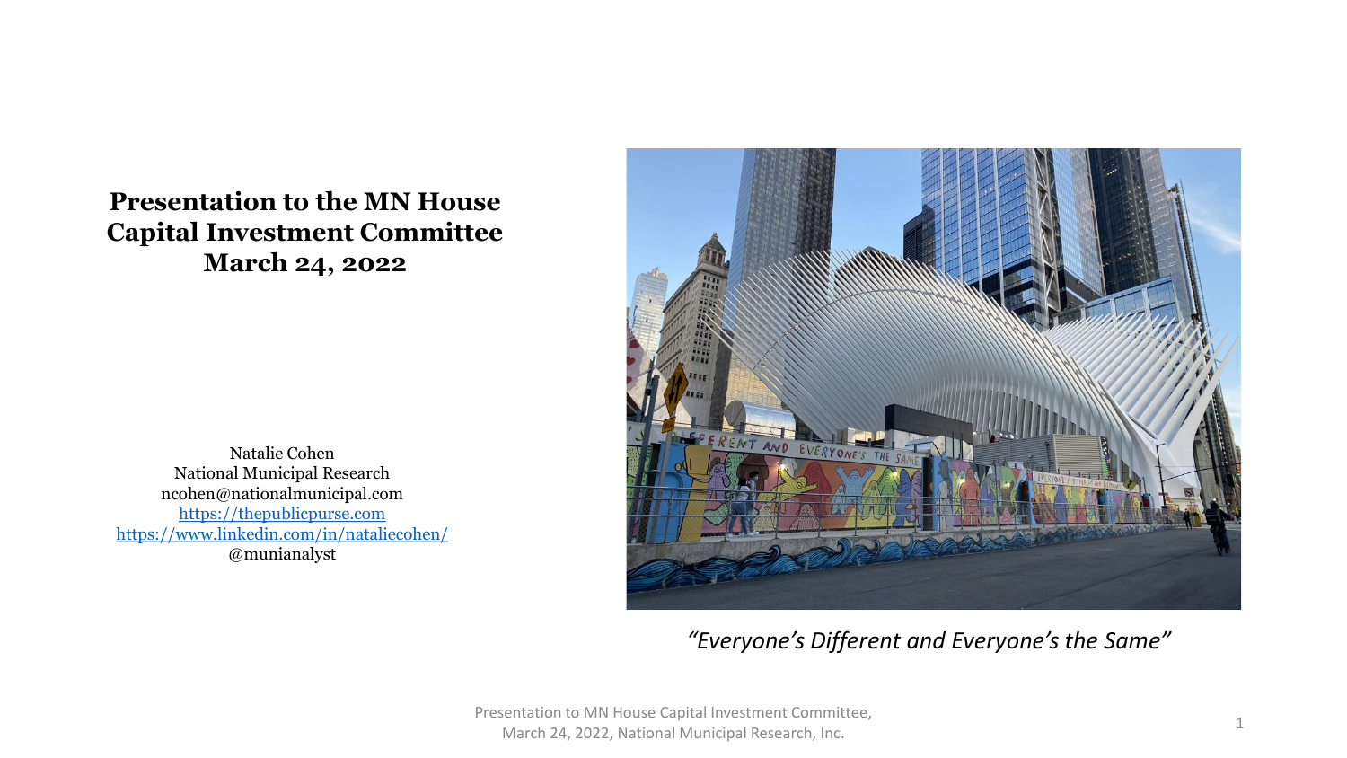# Presentation to the MN House Capital Investment Committee March 24, 2022

Natalie Cohen
National Municipal Research
ncohen@nationalmunicipal.com
https://thepublicpurse.com
https://www.linkedin.com/in/nataliecohen/
@munianalyst

*"Everyone's Different and Everyone's the Same"*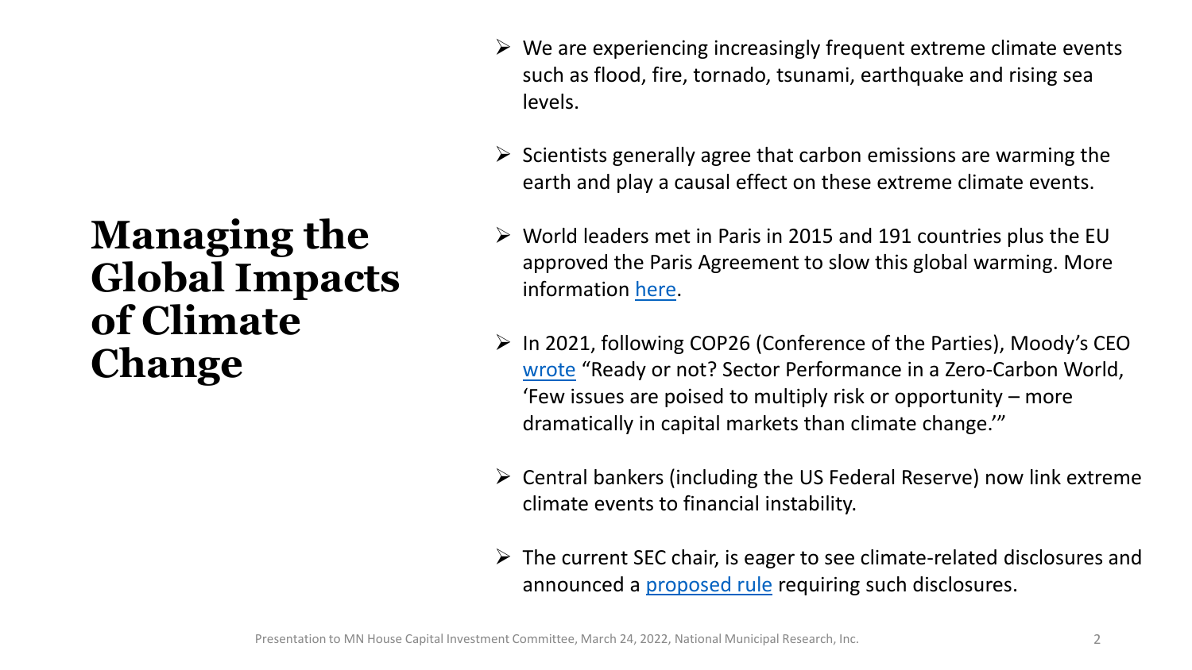# Managing the Global Impacts of Climate Change

- We are experiencing increasingly frequent extreme climate events such as flood, fire, tornado, tsunami, earthquake and rising sea levels.
- Scientists generally agree that carbon emissions are warming the earth and play a causal effect on these extreme climate events.
- World leaders met in Paris in 2015 and 191 countries plus the EU approved the Paris Agreement to slow this global warming. More information here.
- In 2021, following COP26 (Conference of the Parties), Moody's CEO wrote "Ready or not? Sector Performance in a Zero-Carbon World, 'Few issues are poised to multiply risk or opportunity – more dramatically in capital markets than climate change.'"
- Central bankers (including the US Federal Reserve) now link extreme climate events to financial instability.
- The current SEC chair, is eager to see climate-related disclosures and announced a proposed rule requiring such disclosures.

Presentation to MN House Capital Investment Committee, March 24, 2022, National Municipal Research, Inc.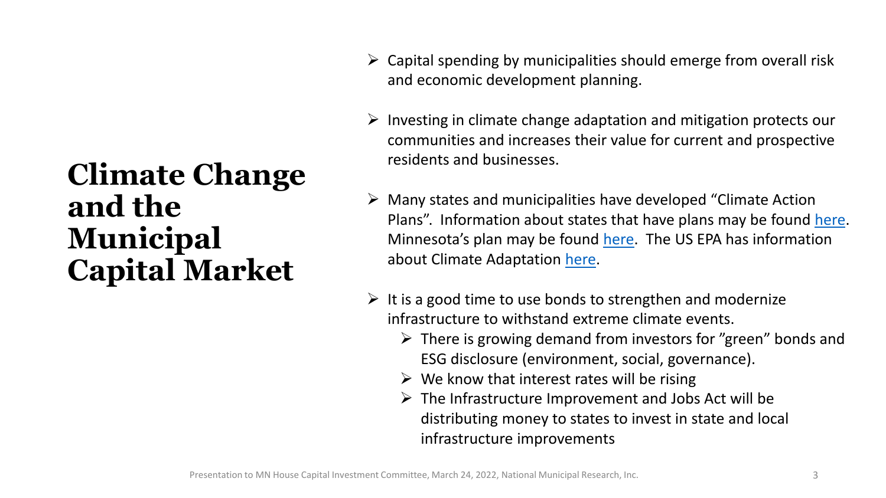# Climate Change and the Municipal Capital Market

- Capital spending by municipalities should emerge from overall risk and economic development planning.
- Investing in climate change adaptation and mitigation protects our communities and increases their value for current and prospective residents and businesses.
- Many states and municipalities have developed "Climate Action Plans". Information about states that have plans may be found here. Minnesota's plan may be found here. The US EPA has information about Climate Adaptation here.
- It is a good time to use bonds to strengthen and modernize infrastructure to withstand extreme climate events.
  - There is growing demand from investors for "green" bonds and ESG disclosure (environment, social, governance).
  - We know that interest rates will be rising
  - The Infrastructure Improvement and Jobs Act will be distributing money to states to invest in state and local infrastructure improvements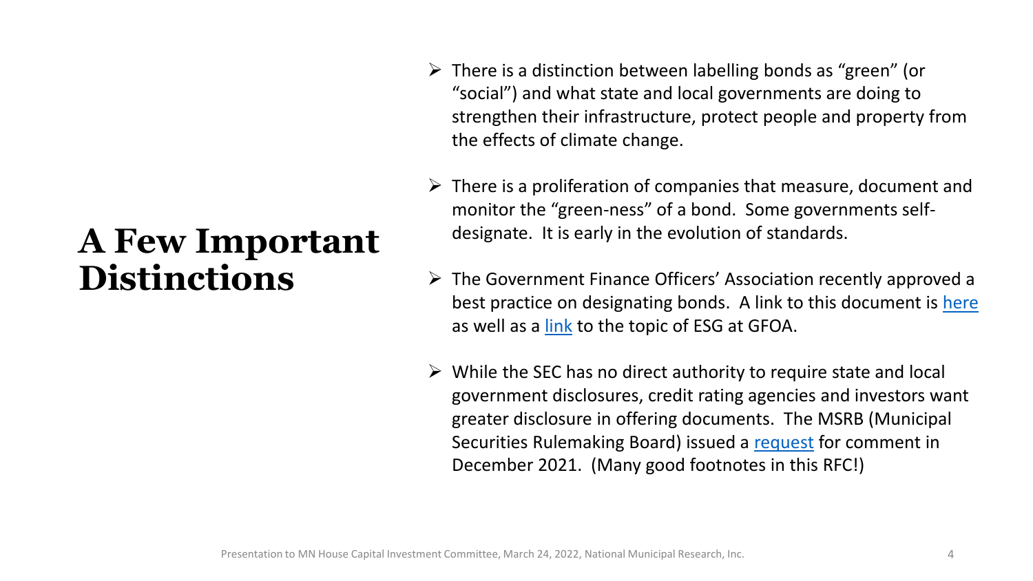# A Few Important Distinctions

- There is a distinction between labelling bonds as "green" (or "social") and what state and local governments are doing to strengthen their infrastructure, protect people and property from the effects of climate change.
- There is a proliferation of companies that measure, document and monitor the "green-ness" of a bond. Some governments self-designate. It is early in the evolution of standards.
- The Government Finance Officers' Association recently approved a best practice on designating bonds. A link to this document is here as well as a link to the topic of ESG at GFOA.
- While the SEC has no direct authority to require state and local government disclosures, credit rating agencies and investors want greater disclosure in offering documents. The MSRB (Municipal Securities Rulemaking Board) issued a request for comment in December 2021. (Many good footnotes in this RFC!)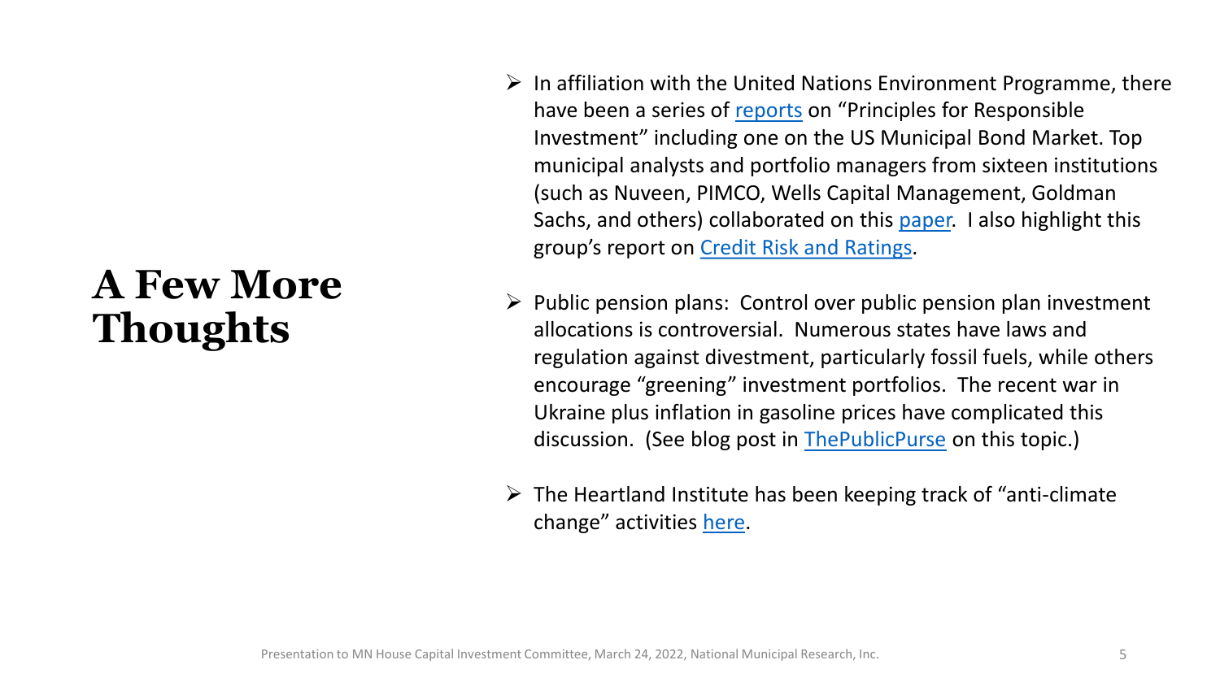# A Few More Thoughts

- In affiliation with the United Nations Environment Programme, there have been a series of reports on "Principles for Responsible Investment" including one on the US Municipal Bond Market. Top municipal analysts and portfolio managers from sixteen institutions (such as Nuveen, PIMCO, Wells Capital Management, Goldman Sachs, and others) collaborated on this paper. I also highlight this group's report on Credit Risk and Ratings.

- Public pension plans: Control over public pension plan investment allocations is controversial. Numerous states have laws and regulation against divestment, particularly fossil fuels, while others encourage "greening" investment portfolios. The recent war in Ukraine plus inflation in gasoline prices have complicated this discussion. (See blog post in ThePublicPurse on this topic.)

- The Heartland Institute has been keeping track of "anti-climate change" activities here.

Presentation to MN House Capital Investment Committee, March 24, 2022, National Municipal Research, Inc.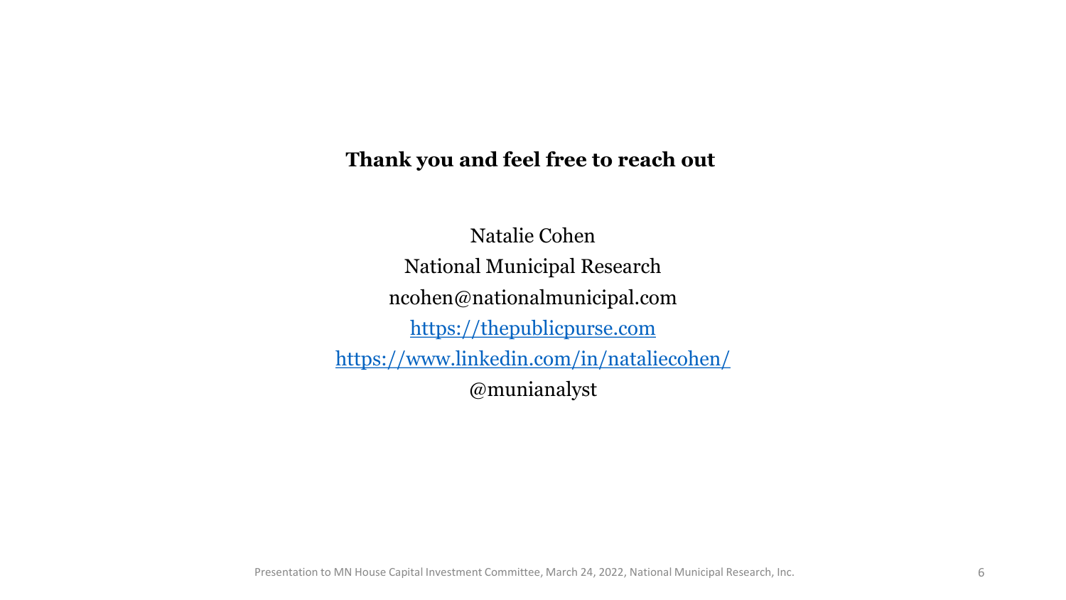**Thank you and feel free to reach out**

Natalie Cohen

National Municipal Research

ncohen@nationalmunicipal.com

[https://thepublicpurse.com](https://thepublicpurse.com)

[https://www.linkedin.com/in/nataliecohen/](https://www.linkedin.com/in/nataliecohen/)

@munianalyst